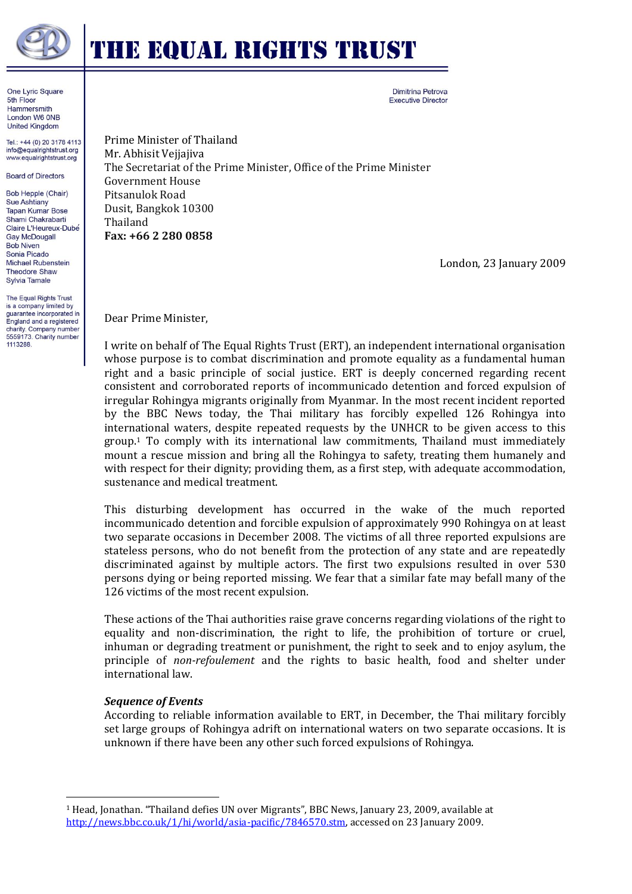# THE EQUAL RIGHTS TRUST

One Lyric Square
5th Floor
Hammersmith
London W6 0NB
United Kingdom

Tel.: +44 (0) 20 3178 4113
info@equalrightstrust.org
www.equalrightstrust.org

Board of Directors

Bob Hepple (Chair)
Sue Ashtiany
Tapan Kumar Bose
Shami Chakrabarti
Claire L'Heureux-Dubé
Gay McDougall
Bob Niven
Sonia Picado
Michael Rubenstein
Theodore Shaw
Sylvia Tamale

The Equal Rights Trust is a company limited by guarantee incorporated in England and a registered charity. Company number 5559173. Charity number 1113288.

Dimitrina Petrova
Executive Director

Prime Minister of Thailand
Mr. Abhisit Vejjajiva
The Secretariat of the Prime Minister, Office of the Prime Minister
Government House
Pitsanulok Road
Dusit, Bangkok 10300
Thailand
**Fax: +66 2 280 0858**

London, 23 January 2009

Dear Prime Minister,

I write on behalf of The Equal Rights Trust (ERT), an independent international organisation whose purpose is to combat discrimination and promote equality as a fundamental human right and a basic principle of social justice. ERT is deeply concerned regarding recent consistent and corroborated reports of incommunicado detention and forced expulsion of irregular Rohingya migrants originally from Myanmar. In the most recent incident reported by the BBC News today, the Thai military has forcibly expelled 126 Rohingya into international waters, despite repeated requests by the UNHCR to be given access to this group.[1] To comply with its international law commitments, Thailand must immediately mount a rescue mission and bring all the Rohingya to safety, treating them humanely and with respect for their dignity; providing them, as a first step, with adequate accommodation, sustenance and medical treatment.

This disturbing development has occurred in the wake of the much reported incommunicado detention and forcible expulsion of approximately 990 Rohingya on at least two separate occasions in December 2008. The victims of all three reported expulsions are stateless persons, who do not benefit from the protection of any state and are repeatedly discriminated against by multiple actors. The first two expulsions resulted in over 530 persons dying or being reported missing. We fear that a similar fate may befall many of the 126 victims of the most recent expulsion.

These actions of the Thai authorities raise grave concerns regarding violations of the right to equality and non-discrimination, the right to life, the prohibition of torture or cruel, inhuman or degrading treatment or punishment, the right to seek and to enjoy asylum, the principle of *non-refoulement* and the rights to basic health, food and shelter under international law.

***Sequence of Events***

According to reliable information available to ERT, in December, the Thai military forcibly set large groups of Rohingya adrift on international waters on two separate occasions. It is unknown if there have been any other such forced expulsions of Rohingya.

[1] Head, Jonathan. "Thailand defies UN over Migrants", BBC News, January 23, 2009, available at http://news.bbc.co.uk/1/hi/world/asia-pacific/7846570.stm, accessed on 23 January 2009.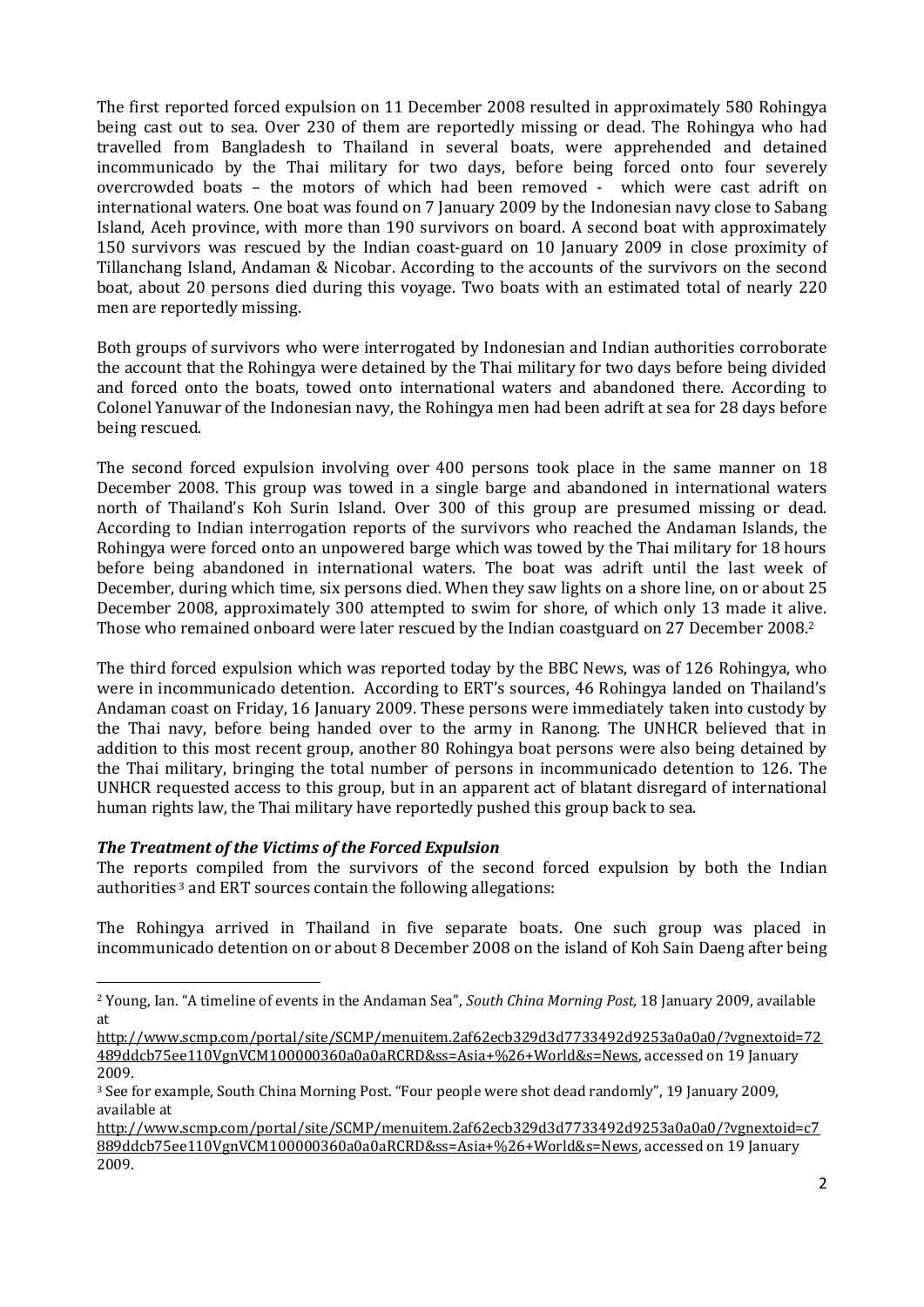The first reported forced expulsion on 11 December 2008 resulted in approximately 580 Rohingya being cast out to sea. Over 230 of them are reportedly missing or dead. The Rohingya who had travelled from Bangladesh to Thailand in several boats, were apprehended and detained incommunicado by the Thai military for two days, before being forced onto four severely overcrowded boats – the motors of which had been removed - which were cast adrift on international waters. One boat was found on 7 January 2009 by the Indonesian navy close to Sabang Island, Aceh province, with more than 190 survivors on board. A second boat with approximately 150 survivors was rescued by the Indian coast-guard on 10 January 2009 in close proximity of Tillanchang Island, Andaman & Nicobar. According to the accounts of the survivors on the second boat, about 20 persons died during this voyage. Two boats with an estimated total of nearly 220 men are reportedly missing.

Both groups of survivors who were interrogated by Indonesian and Indian authorities corroborate the account that the Rohingya were detained by the Thai military for two days before being divided and forced onto the boats, towed onto international waters and abandoned there. According to Colonel Yanuwar of the Indonesian navy, the Rohingya men had been adrift at sea for 28 days before being rescued.

The second forced expulsion involving over 400 persons took place in the same manner on 18 December 2008. This group was towed in a single barge and abandoned in international waters north of Thailand's Koh Surin Island. Over 300 of this group are presumed missing or dead. According to Indian interrogation reports of the survivors who reached the Andaman Islands, the Rohingya were forced onto an unpowered barge which was towed by the Thai military for 18 hours before being abandoned in international waters. The boat was adrift until the last week of December, during which time, six persons died. When they saw lights on a shore line, on or about 25 December 2008, approximately 300 attempted to swim for shore, of which only 13 made it alive. Those who remained onboard were later rescued by the Indian coastguard on 27 December 2008.[2]

The third forced expulsion which was reported today by the BBC News, was of 126 Rohingya, who were in incommunicado detention. According to ERT's sources, 46 Rohingya landed on Thailand's Andaman coast on Friday, 16 January 2009. These persons were immediately taken into custody by the Thai navy, before being handed over to the army in Ranong. The UNHCR believed that in addition to this most recent group, another 80 Rohingya boat persons were also being detained by the Thai military, bringing the total number of persons in incommunicado detention to 126. The UNHCR requested access to this group, but in an apparent act of blatant disregard of international human rights law, the Thai military have reportedly pushed this group back to sea.

### *The Treatment of the Victims of the Forced Expulsion*

The reports compiled from the survivors of the second forced expulsion by both the Indian authorities[3] and ERT sources contain the following allegations:

The Rohingya arrived in Thailand in five separate boats. One such group was placed in incommunicado detention on or about 8 December 2008 on the island of Koh Sain Daeng after being

---

[2] Young, Ian. "A timeline of events in the Andaman Sea", *South China Morning Post,* 18 January 2009, available at http://www.scmp.com/portal/site/SCMP/menuitem.2af62ecb329d3d7733492d9253a0a0a0/?vgnextoid=72489ddcb75ee110VgnVCM100000360a0a0aRCRD&ss=Asia+%26+World&s=News, accessed on 19 January 2009.

[3] See for example, South China Morning Post. "Four people were shot dead randomly", 19 January 2009, available at http://www.scmp.com/portal/site/SCMP/menuitem.2af62ecb329d3d7733492d9253a0a0a0/?vgnextoid=c7889ddcb75ee110VgnVCM100000360a0a0aRCRD&ss=Asia+%26+World&s=News, accessed on 19 January 2009.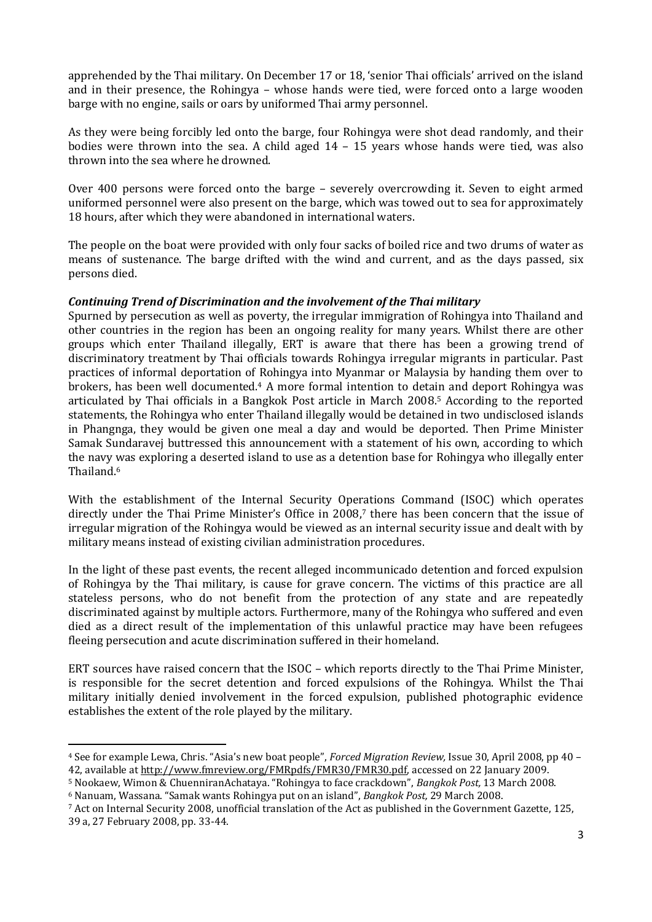apprehended by the Thai military. On December 17 or 18, 'senior Thai officials' arrived on the island and in their presence, the Rohingya – whose hands were tied, were forced onto a large wooden barge with no engine, sails or oars by uniformed Thai army personnel.

As they were being forcibly led onto the barge, four Rohingya were shot dead randomly, and their bodies were thrown into the sea. A child aged 14 – 15 years whose hands were tied, was also thrown into the sea where he drowned.

Over 400 persons were forced onto the barge – severely overcrowding it. Seven to eight armed uniformed personnel were also present on the barge, which was towed out to sea for approximately 18 hours, after which they were abandoned in international waters.

The people on the boat were provided with only four sacks of boiled rice and two drums of water as means of sustenance. The barge drifted with the wind and current, and as the days passed, six persons died.

### *Continuing Trend of Discrimination and the involvement of the Thai military*

Spurned by persecution as well as poverty, the irregular immigration of Rohingya into Thailand and other countries in the region has been an ongoing reality for many years. Whilst there are other groups which enter Thailand illegally, ERT is aware that there has been a growing trend of discriminatory treatment by Thai officials towards Rohingya irregular migrants in particular. Past practices of informal deportation of Rohingya into Myanmar or Malaysia by handing them over to brokers, has been well documented.[4] A more formal intention to detain and deport Rohingya was articulated by Thai officials in a Bangkok Post article in March 2008.[5] According to the reported statements, the Rohingya who enter Thailand illegally would be detained in two undisclosed islands in Phangnga, they would be given one meal a day and would be deported. Then Prime Minister Samak Sundaravej buttressed this announcement with a statement of his own, according to which the navy was exploring a deserted island to use as a detention base for Rohingya who illegally enter Thailand.[6]

With the establishment of the Internal Security Operations Command (ISOC) which operates directly under the Thai Prime Minister's Office in 2008,[7] there has been concern that the issue of irregular migration of the Rohingya would be viewed as an internal security issue and dealt with by military means instead of existing civilian administration procedures.

In the light of these past events, the recent alleged incommunicado detention and forced expulsion of Rohingya by the Thai military, is cause for grave concern. The victims of this practice are all stateless persons, who do not benefit from the protection of any state and are repeatedly discriminated against by multiple actors. Furthermore, many of the Rohingya who suffered and even died as a direct result of the implementation of this unlawful practice may have been refugees fleeing persecution and acute discrimination suffered in their homeland.

ERT sources have raised concern that the ISOC – which reports directly to the Thai Prime Minister, is responsible for the secret detention and forced expulsions of the Rohingya. Whilst the Thai military initially denied involvement in the forced expulsion, published photographic evidence establishes the extent of the role played by the military.

---

[4] See for example Lewa, Chris. "Asia's new boat people", *Forced Migration Review,* Issue 30, April 2008, pp 40 – 42, available at http://www.fmreview.org/FMRpdfs/FMR30/FMR30.pdf, accessed on 22 January 2009.

[5] Nookaew, Wimon & ChuenniranAchataya. "Rohingya to face crackdown", *Bangkok Post,* 13 March 2008.

[6] Nanuam, Wassana. "Samak wants Rohingya put on an island", *Bangkok Post,* 29 March 2008.

[7] Act on Internal Security 2008, unofficial translation of the Act as published in the Government Gazette, 125, 39 a, 27 February 2008, pp. 33-44.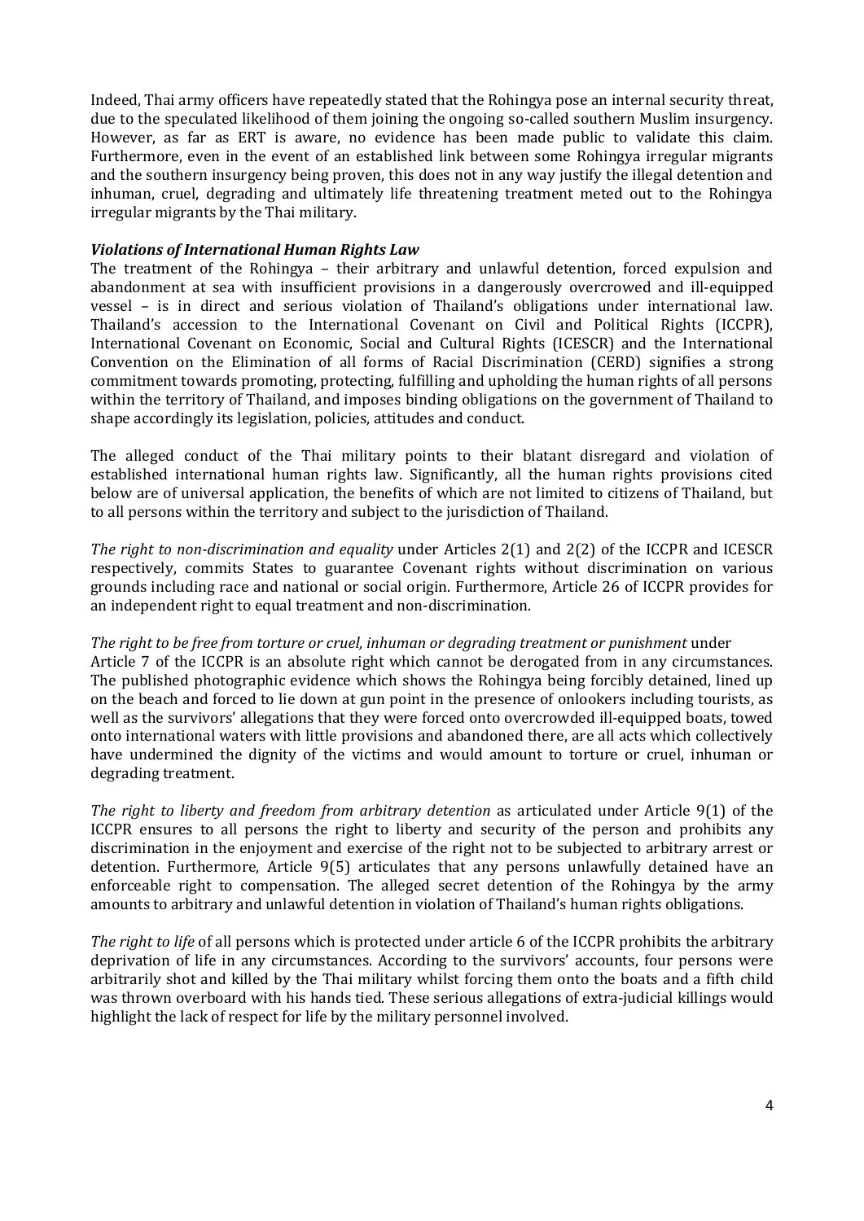Indeed, Thai army officers have repeatedly stated that the Rohingya pose an internal security threat, due to the speculated likelihood of them joining the ongoing so-called southern Muslim insurgency. However, as far as ERT is aware, no evidence has been made public to validate this claim. Furthermore, even in the event of an established link between some Rohingya irregular migrants and the southern insurgency being proven, this does not in any way justify the illegal detention and inhuman, cruel, degrading and ultimately life threatening treatment meted out to the Rohingya irregular migrants by the Thai military.

***Violations of International Human Rights Law***

The treatment of the Rohingya – their arbitrary and unlawful detention, forced expulsion and abandonment at sea with insufficient provisions in a dangerously overcrowed and ill-equipped vessel – is in direct and serious violation of Thailand's obligations under international law. Thailand's accession to the International Covenant on Civil and Political Rights (ICCPR), International Covenant on Economic, Social and Cultural Rights (ICESCR) and the International Convention on the Elimination of all forms of Racial Discrimination (CERD) signifies a strong commitment towards promoting, protecting, fulfilling and upholding the human rights of all persons within the territory of Thailand, and imposes binding obligations on the government of Thailand to shape accordingly its legislation, policies, attitudes and conduct.

The alleged conduct of the Thai military points to their blatant disregard and violation of established international human rights law. Significantly, all the human rights provisions cited below are of universal application, the benefits of which are not limited to citizens of Thailand, but to all persons within the territory and subject to the jurisdiction of Thailand.

*The right to non-discrimination and equality* under Articles 2(1) and 2(2) of the ICCPR and ICESCR respectively, commits States to guarantee Covenant rights without discrimination on various grounds including race and national or social origin. Furthermore, Article 26 of ICCPR provides for an independent right to equal treatment and non-discrimination.

*The right to be free from torture or cruel, inhuman or degrading treatment or punishment* under Article 7 of the ICCPR is an absolute right which cannot be derogated from in any circumstances. The published photographic evidence which shows the Rohingya being forcibly detained, lined up on the beach and forced to lie down at gun point in the presence of onlookers including tourists, as well as the survivors' allegations that they were forced onto overcrowded ill-equipped boats, towed onto international waters with little provisions and abandoned there, are all acts which collectively have undermined the dignity of the victims and would amount to torture or cruel, inhuman or degrading treatment.

*The right to liberty and freedom from arbitrary detention* as articulated under Article 9(1) of the ICCPR ensures to all persons the right to liberty and security of the person and prohibits any discrimination in the enjoyment and exercise of the right not to be subjected to arbitrary arrest or detention. Furthermore, Article 9(5) articulates that any persons unlawfully detained have an enforceable right to compensation. The alleged secret detention of the Rohingya by the army amounts to arbitrary and unlawful detention in violation of Thailand's human rights obligations.

*The right to life* of all persons which is protected under article 6 of the ICCPR prohibits the arbitrary deprivation of life in any circumstances. According to the survivors' accounts, four persons were arbitrarily shot and killed by the Thai military whilst forcing them onto the boats and a fifth child was thrown overboard with his hands tied. These serious allegations of extra-judicial killings would highlight the lack of respect for life by the military personnel involved.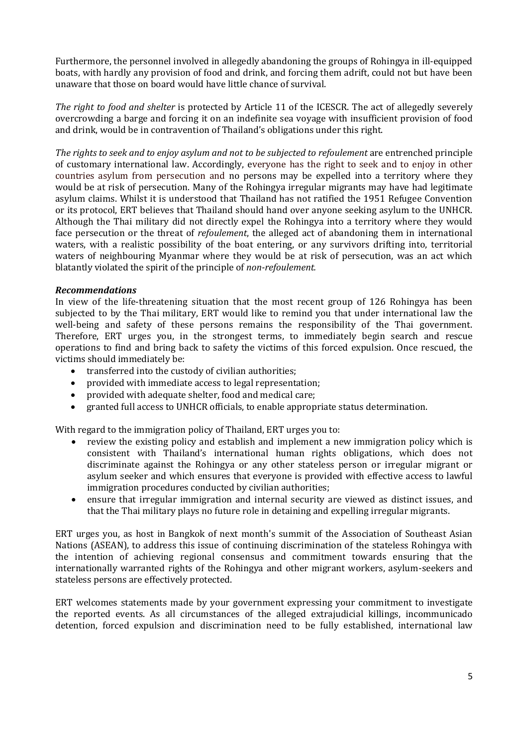Furthermore, the personnel involved in allegedly abandoning the groups of Rohingya in ill-equipped boats, with hardly any provision of food and drink, and forcing them adrift, could not but have been unaware that those on board would have little chance of survival.

*The right to food and shelter* is protected by Article 11 of the ICESCR. The act of allegedly severely overcrowding a barge and forcing it on an indefinite sea voyage with insufficient provision of food and drink, would be in contravention of Thailand's obligations under this right.

*The rights to seek and to enjoy asylum and not to be subjected to refoulement* are entrenched principle of customary international law. Accordingly, everyone has the right to seek and to enjoy in other countries asylum from persecution and no persons may be expelled into a territory where they would be at risk of persecution. Many of the Rohingya irregular migrants may have had legitimate asylum claims. Whilst it is understood that Thailand has not ratified the 1951 Refugee Convention or its protocol, ERT believes that Thailand should hand over anyone seeking asylum to the UNHCR. Although the Thai military did not directly expel the Rohingya into a territory where they would face persecution or the threat of *refoulement*, the alleged act of abandoning them in international waters, with a realistic possibility of the boat entering, or any survivors drifting into, territorial waters of neighbouring Myanmar where they would be at risk of persecution, was an act which blatantly violated the spirit of the principle of *non-refoulement.*

***Recommendations***

In view of the life-threatening situation that the most recent group of 126 Rohingya has been subjected to by the Thai military, ERT would like to remind you that under international law the well-being and safety of these persons remains the responsibility of the Thai government. Therefore, ERT urges you, in the strongest terms, to immediately begin search and rescue operations to find and bring back to safety the victims of this forced expulsion. Once rescued, the victims should immediately be:

- transferred into the custody of civilian authorities;
- provided with immediate access to legal representation;
- provided with adequate shelter, food and medical care;
- granted full access to UNHCR officials, to enable appropriate status determination.

With regard to the immigration policy of Thailand, ERT urges you to:

- review the existing policy and establish and implement a new immigration policy which is consistent with Thailand's international human rights obligations, which does not discriminate against the Rohingya or any other stateless person or irregular migrant or asylum seeker and which ensures that everyone is provided with effective access to lawful immigration procedures conducted by civilian authorities;
- ensure that irregular immigration and internal security are viewed as distinct issues, and that the Thai military plays no future role in detaining and expelling irregular migrants.

ERT urges you, as host in Bangkok of next month's summit of the Association of Southeast Asian Nations (ASEAN), to address this issue of continuing discrimination of the stateless Rohingya with the intention of achieving regional consensus and commitment towards ensuring that the internationally warranted rights of the Rohingya and other migrant workers, asylum-seekers and stateless persons are effectively protected.

ERT welcomes statements made by your government expressing your commitment to investigate the reported events. As all circumstances of the alleged extrajudicial killings, incommunicado detention, forced expulsion and discrimination need to be fully established, international law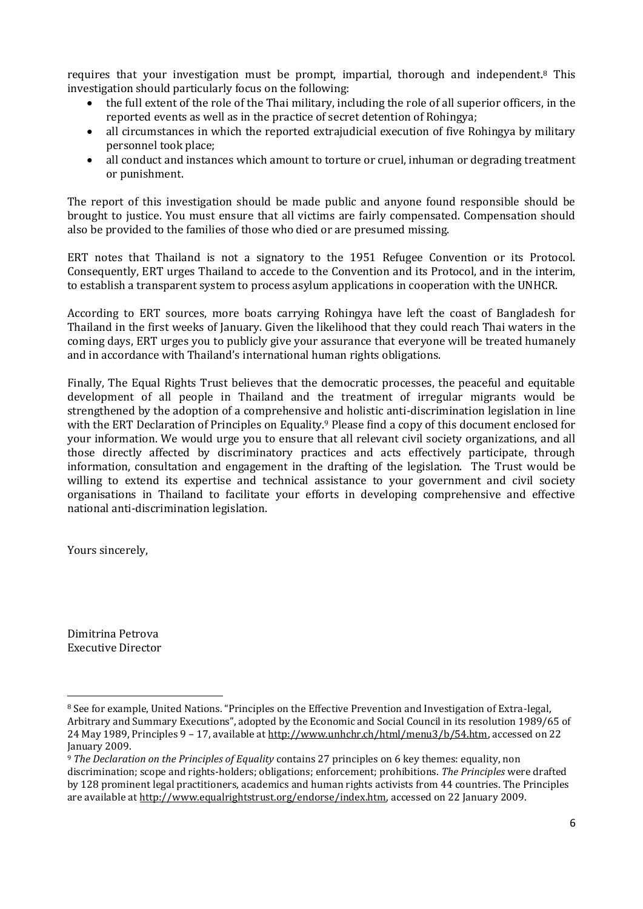requires that your investigation must be prompt, impartial, thorough and independent.[8] This investigation should particularly focus on the following:

- the full extent of the role of the Thai military, including the role of all superior officers, in the reported events as well as in the practice of secret detention of Rohingya;
- all circumstances in which the reported extrajudicial execution of five Rohingya by military personnel took place;
- all conduct and instances which amount to torture or cruel, inhuman or degrading treatment or punishment.

The report of this investigation should be made public and anyone found responsible should be brought to justice. You must ensure that all victims are fairly compensated. Compensation should also be provided to the families of those who died or are presumed missing.

ERT notes that Thailand is not a signatory to the 1951 Refugee Convention or its Protocol. Consequently, ERT urges Thailand to accede to the Convention and its Protocol, and in the interim, to establish a transparent system to process asylum applications in cooperation with the UNHCR.

According to ERT sources, more boats carrying Rohingya have left the coast of Bangladesh for Thailand in the first weeks of January. Given the likelihood that they could reach Thai waters in the coming days, ERT urges you to publicly give your assurance that everyone will be treated humanely and in accordance with Thailand's international human rights obligations.

Finally, The Equal Rights Trust believes that the democratic processes, the peaceful and equitable development of all people in Thailand and the treatment of irregular migrants would be strengthened by the adoption of a comprehensive and holistic anti-discrimination legislation in line with the ERT Declaration of Principles on Equality.[9] Please find a copy of this document enclosed for your information. We would urge you to ensure that all relevant civil society organizations, and all those directly affected by discriminatory practices and acts effectively participate, through information, consultation and engagement in the drafting of the legislation. The Trust would be willing to extend its expertise and technical assistance to your government and civil society organisations in Thailand to facilitate your efforts in developing comprehensive and effective national anti-discrimination legislation.

Yours sincerely,

Dimitrina Petrova
Executive Director

---

[8] See for example, United Nations. "Principles on the Effective Prevention and Investigation of Extra-legal, Arbitrary and Summary Executions", adopted by the Economic and Social Council in its resolution 1989/65 of 24 May 1989, Principles 9 – 17, available at http://www.unhchr.ch/html/menu3/b/54.htm, accessed on 22 January 2009.

[9] *The Declaration on the Principles of Equality* contains 27 principles on 6 key themes: equality, non discrimination; scope and rights-holders; obligations; enforcement; prohibitions. *The Principles* were drafted by 128 prominent legal practitioners, academics and human rights activists from 44 countries. The Principles are available at http://www.equalrightstrust.org/endorse/index.htm, accessed on 22 January 2009.